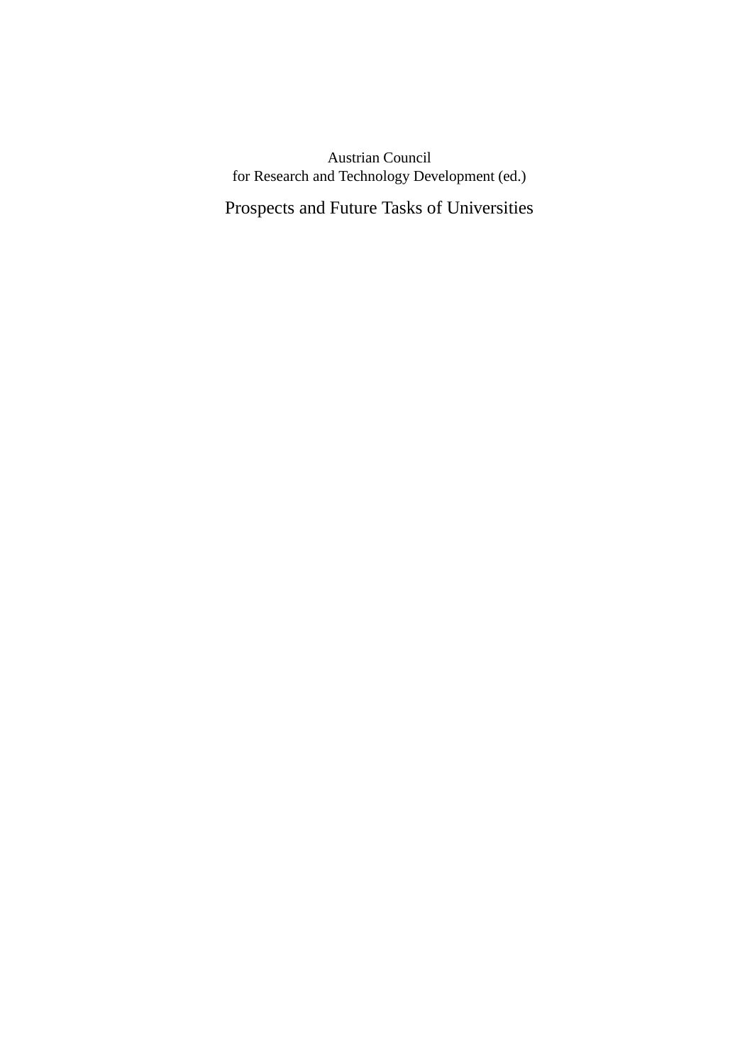Austrian Council
for Research and Technology Development (ed.)

# Prospects and Future Tasks of Universities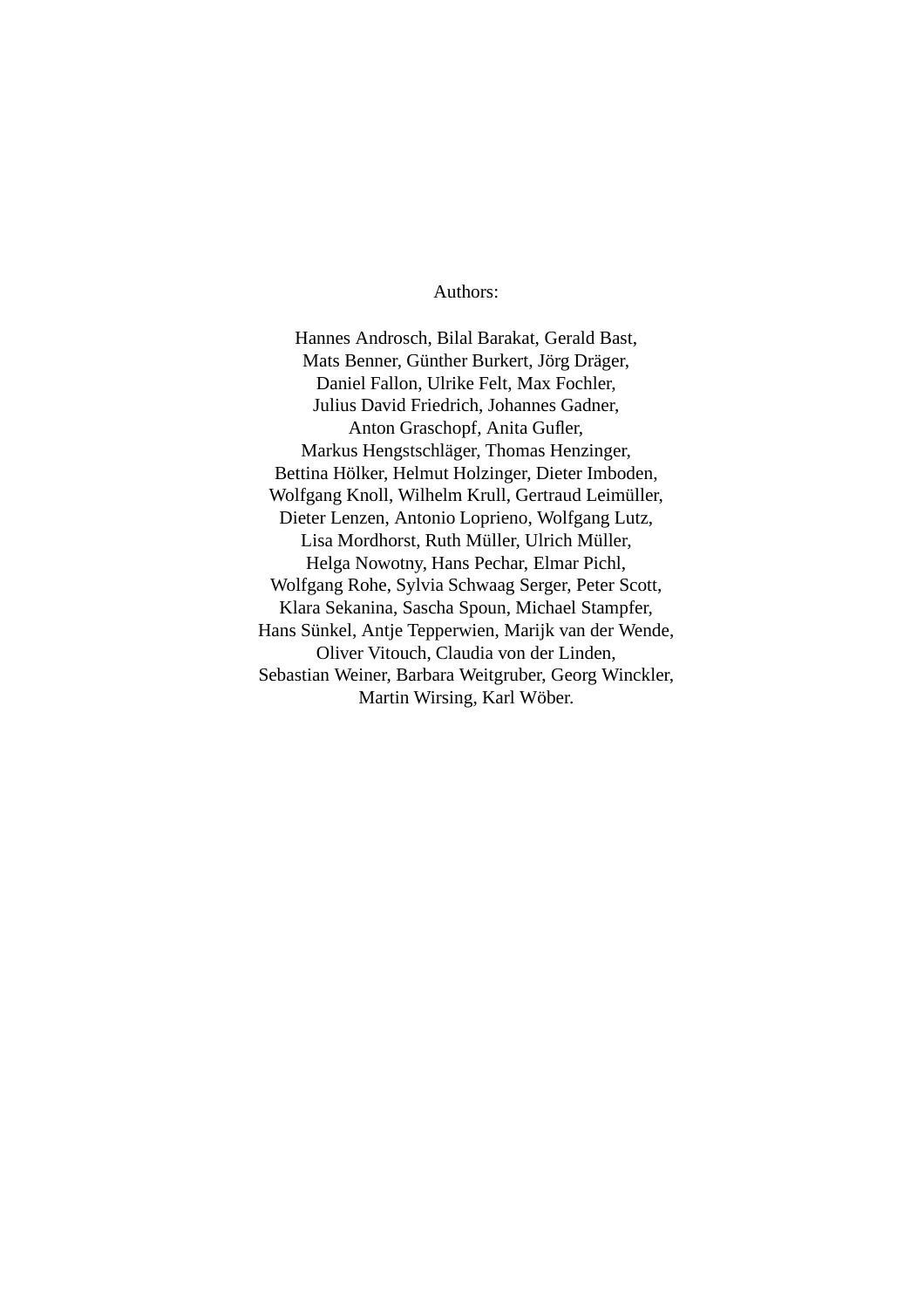Authors:

Hannes Androsch, Bilal Barakat, Gerald Bast,
Mats Benner, Günther Burkert, Jörg Dräger,
Daniel Fallon, Ulrike Felt, Max Fochler,
Julius David Friedrich, Johannes Gadner,
Anton Graschopf, Anita Gufler,
Markus Hengstschläger, Thomas Henzinger,
Bettina Hölker, Helmut Holzinger, Dieter Imboden,
Wolfgang Knoll, Wilhelm Krull, Gertraud Leimüller,
Dieter Lenzen, Antonio Loprieno, Wolfgang Lutz,
Lisa Mordhorst, Ruth Müller, Ulrich Müller,
Helga Nowotny, Hans Pechar, Elmar Pichl,
Wolfgang Rohe, Sylvia Schwaag Serger, Peter Scott,
Klara Sekanina, Sascha Spoun, Michael Stampfer,
Hans Sünkel, Antje Tepperwien, Marijk van der Wende,
Oliver Vitouch, Claudia von der Linden,
Sebastian Weiner, Barbara Weitgruber, Georg Winckler,
Martin Wirsing, Karl Wöber.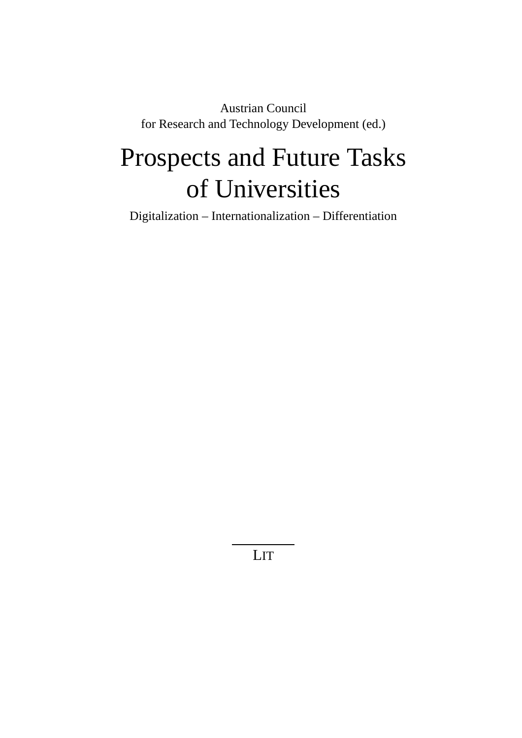Austrian Council
for Research and Technology Development (ed.)

# Prospects and Future Tasks of Universities

Digitalization – Internationalization – Differentiation

LIT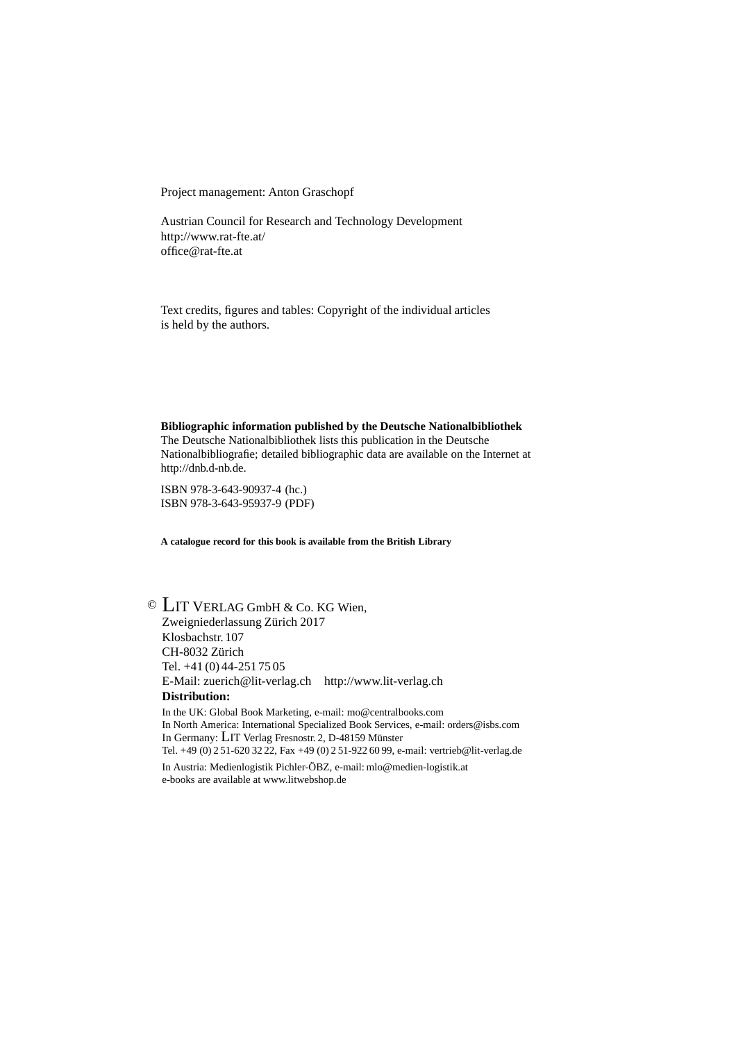Project management: Anton Graschopf

Austrian Council for Research and Technology Development
http://www.rat-fte.at/
office@rat-fte.at

Text credits, figures and tables: Copyright of the individual articles
is held by the authors.

**Bibliographic information published by the Deutsche Nationalbibliothek**
The Deutsche Nationalbibliothek lists this publication in the Deutsche Nationalbibliografie; detailed bibliographic data are available on the Internet at http://dnb.d-nb.de.

ISBN 978-3-643-90937-4 (hc.)
ISBN 978-3-643-95937-9 (PDF)

**A catalogue record for this book is available from the British Library**

© LIT VERLAG GmbH & Co. KG Wien,
Zweigniederlassung Zürich 2017
Klosbachstr. 107
CH-8032 Zürich
Tel. +41 (0) 44-251 75 05
E-Mail: zuerich@lit-verlag.ch  http://www.lit-verlag.ch

**Distribution:**

In the UK: Global Book Marketing, e-mail: mo@centralbooks.com
In North America: International Specialized Book Services, e-mail: orders@isbs.com
In Germany: LIT Verlag Fresnostr. 2, D-48159 Münster
Tel. +49 (0) 2 51-620 32 22, Fax +49 (0) 2 51-922 60 99, e-mail: vertrieb@lit-verlag.de

In Austria: Medienlogistik Pichler-ÖBZ, e-mail: mlo@medien-logistik.at
e-books are available at www.litwebshop.de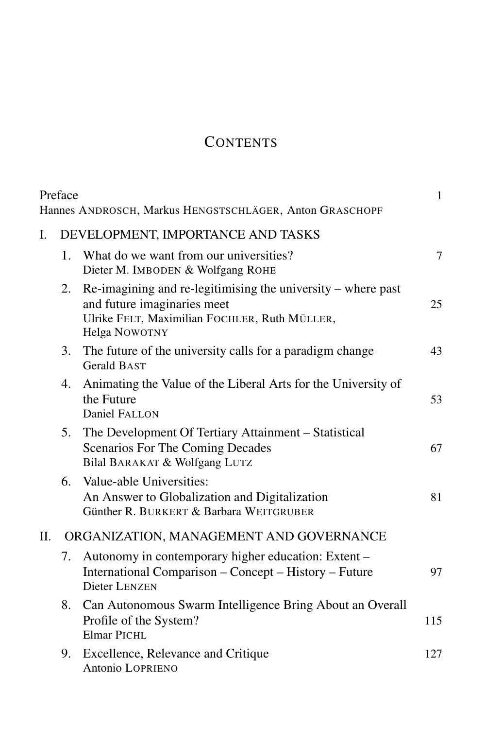# Contents

Preface 1
Hannes Androsch, Markus Hengstschläger, Anton Graschopf

## I. DEVELOPMENT, IMPORTANCE AND TASKS

1. What do we want from our universities? 7
   Dieter M. Imboden & Wolfgang Rohe
2. Re-imagining and re-legitimising the university – where past and future imaginaries meet 25
   Ulrike Felt, Maximilian Fochler, Ruth Müller, Helga Nowotny
3. The future of the university calls for a paradigm change 43
   Gerald Bast
4. Animating the Value of the Liberal Arts for the University of the Future 53
   Daniel Fallon
5. The Development Of Tertiary Attainment – Statistical Scenarios For The Coming Decades 67
   Bilal Barakat & Wolfgang Lutz
6. Value-able Universities: An Answer to Globalization and Digitalization 81
   Günther R. Burkert & Barbara Weitgruber

## II. ORGANIZATION, MANAGEMENT AND GOVERNANCE

7. Autonomy in contemporary higher education: Extent – International Comparison – Concept – History – Future 97
   Dieter Lenzen
8. Can Autonomous Swarm Intelligence Bring About an Overall Profile of the System? 115
   Elmar Pichl
9. Excellence, Relevance and Critique 127
   Antonio Loprieno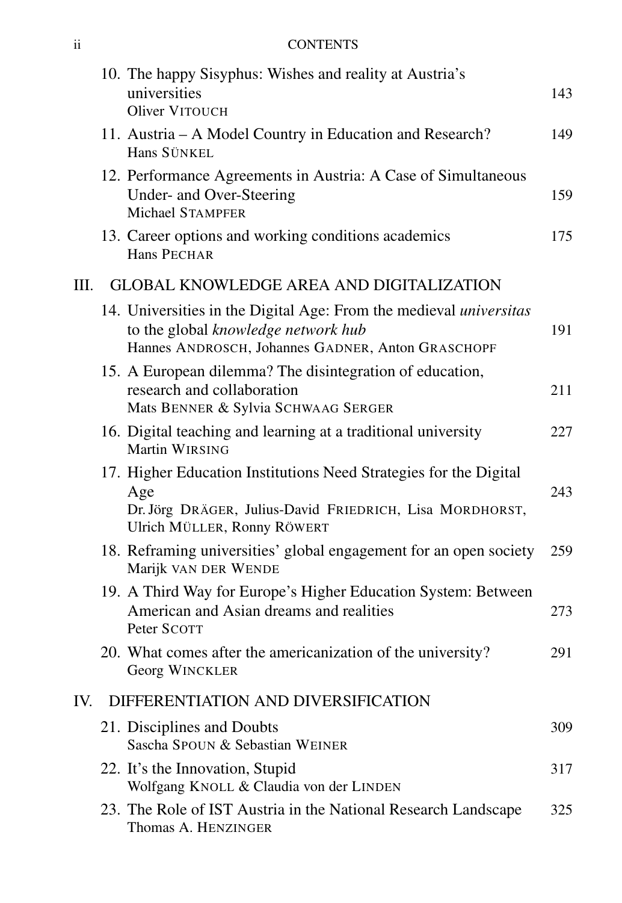10. The happy Sisyphus: Wishes and reality at Austria's universities — 143
    Oliver VITOUCH
11. Austria – A Model Country in Education and Research? — 149
    Hans SÜNKEL
12. Performance Agreements in Austria: A Case of Simultaneous Under- and Over-Steering — 159
    Michael STAMPFER
13. Career options and working conditions academics — 175
    Hans PECHAR

## III. GLOBAL KNOWLEDGE AREA AND DIGITALIZATION

14. Universities in the Digital Age: From the medieval *universitas* to the global *knowledge network hub* — 191
    Hannes ANDROSCH, Johannes GADNER, Anton GRASCHOPF
15. A European dilemma? The disintegration of education, research and collaboration — 211
    Mats BENNER & Sylvia SCHWAAG SERGER
16. Digital teaching and learning at a traditional university — 227
    Martin WIRSING
17. Higher Education Institutions Need Strategies for the Digital Age — 243
    Dr. Jörg DRÄGER, Julius-David FRIEDRICH, Lisa MORDHORST, Ulrich MÜLLER, Ronny RÖWERT
18. Reframing universities' global engagement for an open society — 259
    Marijk VAN DER WENDE
19. A Third Way for Europe's Higher Education System: Between American and Asian dreams and realities — 273
    Peter SCOTT
20. What comes after the americanization of the university? — 291
    Georg WINCKLER

## IV. DIFFERENTIATION AND DIVERSIFICATION

21. Disciplines and Doubts — 309
    Sascha SPOUN & Sebastian WEINER
22. It's the Innovation, Stupid — 317
    Wolfgang KNOLL & Claudia von der LINDEN
23. The Role of IST Austria in the National Research Landscape — 325
    Thomas A. HENZINGER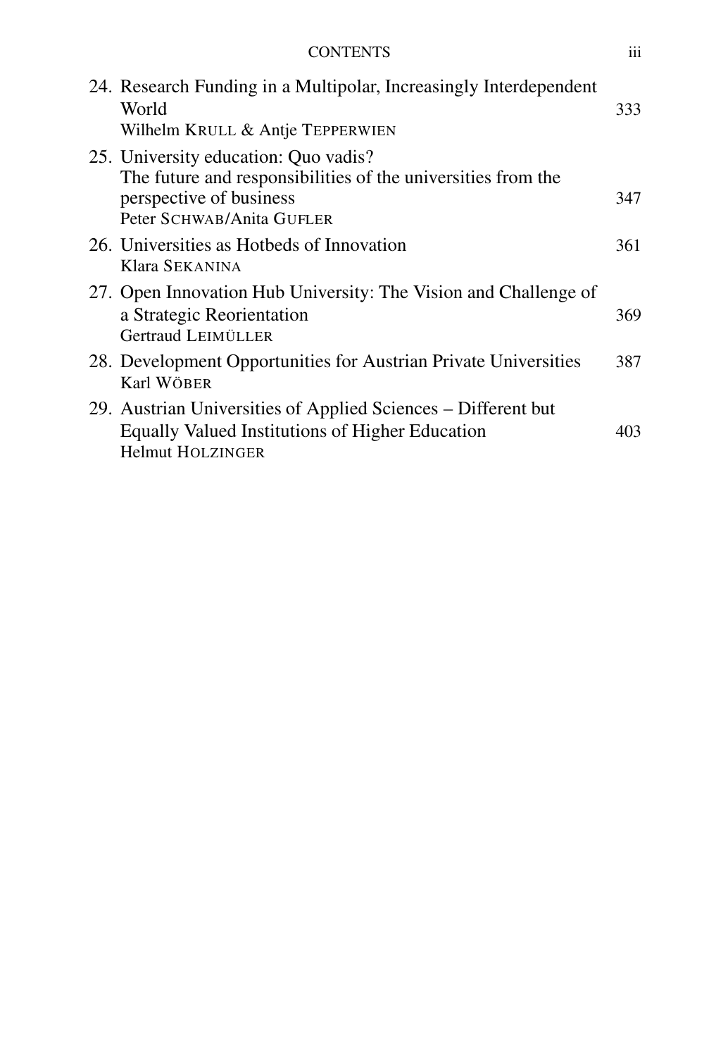24. Research Funding in a Multipolar, Increasingly Interdependent World — 333
    Wilhelm KRULL & Antje TEPPERWIEN

25. University education: Quo vadis?
    The future and responsibilities of the universities from the perspective of business — 347
    Peter SCHWAB/Anita GUFLER

26. Universities as Hotbeds of Innovation — 361
    Klara SEKANINA

27. Open Innovation Hub University: The Vision and Challenge of a Strategic Reorientation — 369
    Gertraud LEIMÜLLER

28. Development Opportunities for Austrian Private Universities — 387
    Karl WÖBER

29. Austrian Universities of Applied Sciences – Different but Equally Valued Institutions of Higher Education — 403
    Helmut HOLZINGER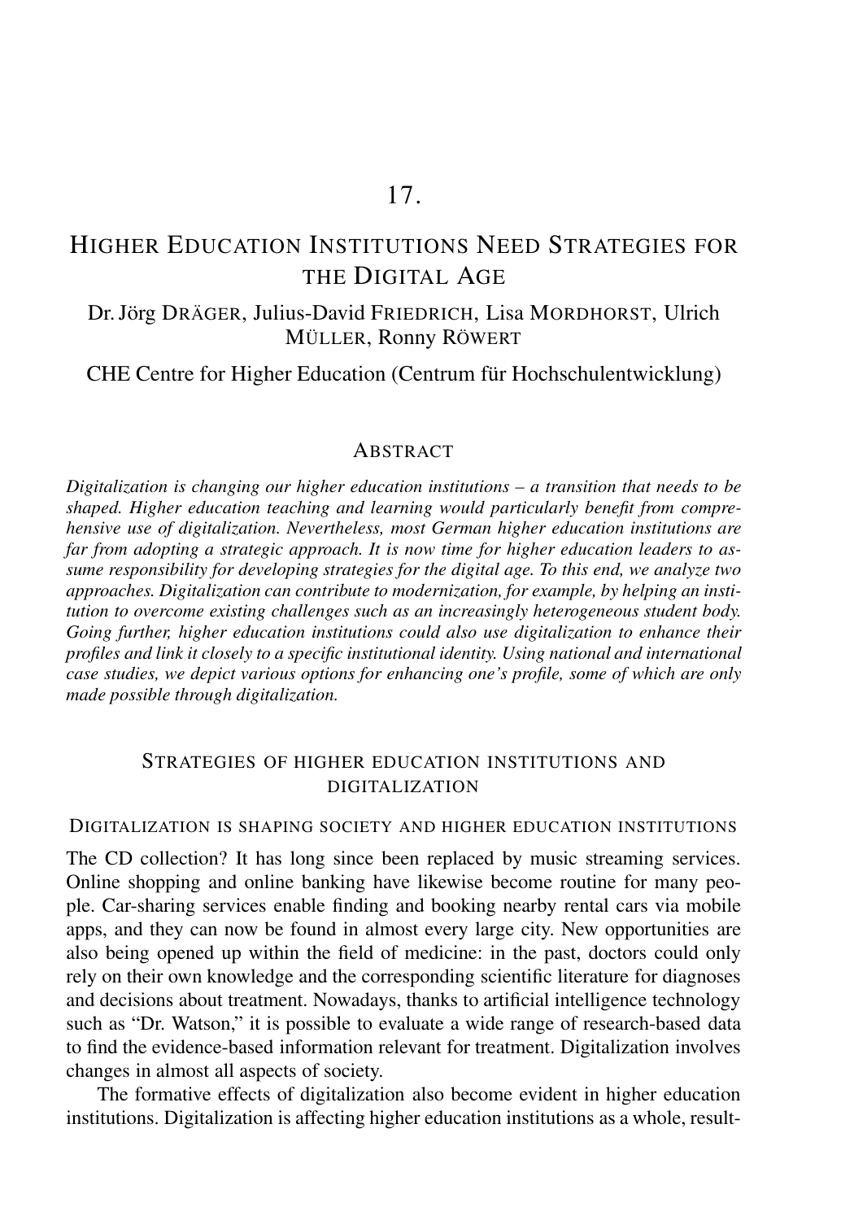# 17.

# Higher Education Institutions Need Strategies for the Digital Age

Dr. Jörg Dräger, Julius-David Friedrich, Lisa Mordhorst, Ulrich Müller, Ronny Röwert

CHE Centre for Higher Education (Centrum für Hochschulentwicklung)

## Abstract

*Digitalization is changing our higher education institutions – a transition that needs to be shaped. Higher education teaching and learning would particularly benefit from comprehensive use of digitalization. Nevertheless, most German higher education institutions are far from adopting a strategic approach. It is now time for higher education leaders to assume responsibility for developing strategies for the digital age. To this end, we analyze two approaches. Digitalization can contribute to modernization, for example, by helping an institution to overcome existing challenges such as an increasingly heterogeneous student body. Going further, higher education institutions could also use digitalization to enhance their profiles and link it closely to a specific institutional identity. Using national and international case studies, we depict various options for enhancing one's profile, some of which are only made possible through digitalization.*

## Strategies of higher education institutions and digitalization

### Digitalization is shaping society and higher education institutions

The CD collection? It has long since been replaced by music streaming services. Online shopping and online banking have likewise become routine for many people. Car-sharing services enable finding and booking nearby rental cars via mobile apps, and they can now be found in almost every large city. New opportunities are also being opened up within the field of medicine: in the past, doctors could only rely on their own knowledge and the corresponding scientific literature for diagnoses and decisions about treatment. Nowadays, thanks to artificial intelligence technology such as "Dr. Watson," it is possible to evaluate a wide range of research-based data to find the evidence-based information relevant for treatment. Digitalization involves changes in almost all aspects of society.

The formative effects of digitalization also become evident in higher education institutions. Digitalization is affecting higher education institutions as a whole, result-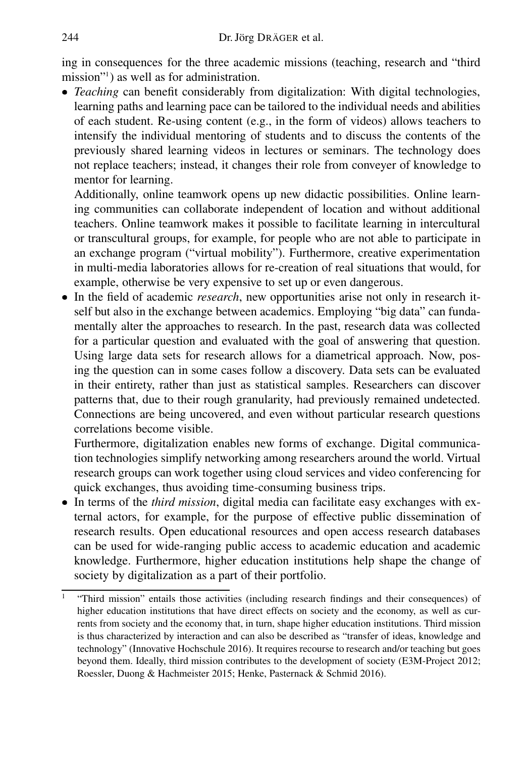ing in consequences for the three academic missions (teaching, research and "third mission"[1]) as well as for administration.

- *Teaching* can benefit considerably from digitalization: With digital technologies, learning paths and learning pace can be tailored to the individual needs and abilities of each student. Re-using content (e.g., in the form of videos) allows teachers to intensify the individual mentoring of students and to discuss the contents of the previously shared learning videos in lectures or seminars. The technology does not replace teachers; instead, it changes their role from conveyer of knowledge to mentor for learning.

  Additionally, online teamwork opens up new didactic possibilities. Online learning communities can collaborate independent of location and without additional teachers. Online teamwork makes it possible to facilitate learning in intercultural or transcultural groups, for example, for people who are not able to participate in an exchange program ("virtual mobility"). Furthermore, creative experimentation in multi-media laboratories allows for re-creation of real situations that would, for example, otherwise be very expensive to set up or even dangerous.
- In the field of academic *research*, new opportunities arise not only in research itself but also in the exchange between academics. Employing "big data" can fundamentally alter the approaches to research. In the past, research data was collected for a particular question and evaluated with the goal of answering that question. Using large data sets for research allows for a diametrical approach. Now, posing the question can in some cases follow a discovery. Data sets can be evaluated in their entirety, rather than just as statistical samples. Researchers can discover patterns that, due to their rough granularity, had previously remained undetected. Connections are being uncovered, and even without particular research questions correlations become visible.

  Furthermore, digitalization enables new forms of exchange. Digital communication technologies simplify networking among researchers around the world. Virtual research groups can work together using cloud services and video conferencing for quick exchanges, thus avoiding time-consuming business trips.
- In terms of the *third mission*, digital media can facilitate easy exchanges with external actors, for example, for the purpose of effective public dissemination of research results. Open educational resources and open access research databases can be used for wide-ranging public access to academic education and academic knowledge. Furthermore, higher education institutions help shape the change of society by digitalization as a part of their portfolio.

[1] "Third mission" entails those activities (including research findings and their consequences) of higher education institutions that have direct effects on society and the economy, as well as currents from society and the economy that, in turn, shape higher education institutions. Third mission is thus characterized by interaction and can also be described as "transfer of ideas, knowledge and technology" (Innovative Hochschule 2016). It requires recourse to research and/or teaching but goes beyond them. Ideally, third mission contributes to the development of society (E3M-Project 2012; Roessler, Duong & Hachmeister 2015; Henke, Pasternack & Schmid 2016).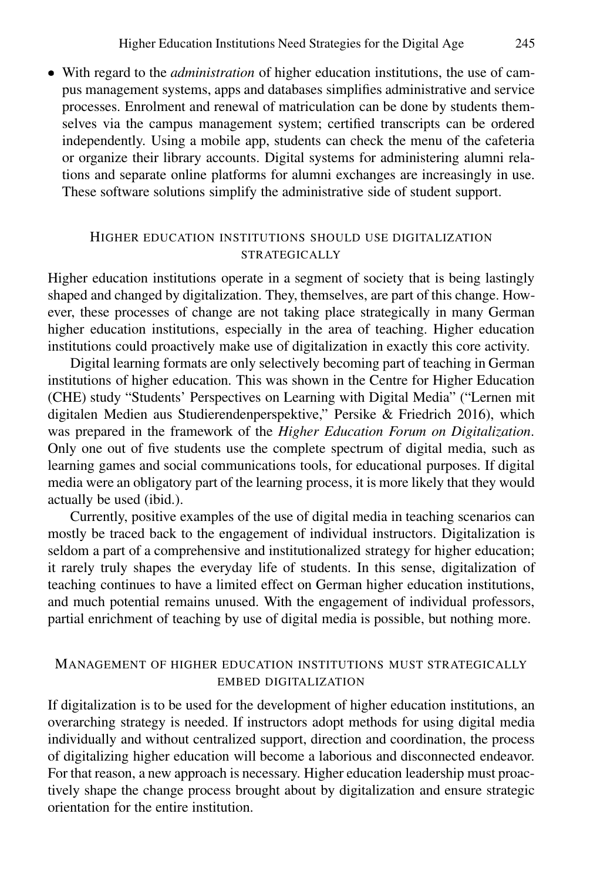- With regard to the *administration* of higher education institutions, the use of campus management systems, apps and databases simplifies administrative and service processes. Enrolment and renewal of matriculation can be done by students themselves via the campus management system; certified transcripts can be ordered independently. Using a mobile app, students can check the menu of the cafeteria or organize their library accounts. Digital systems for administering alumni relations and separate online platforms for alumni exchanges are increasingly in use. These software solutions simplify the administrative side of student support.

## Higher education institutions should use digitalization strategically

Higher education institutions operate in a segment of society that is being lastingly shaped and changed by digitalization. They, themselves, are part of this change. However, these processes of change are not taking place strategically in many German higher education institutions, especially in the area of teaching. Higher education institutions could proactively make use of digitalization in exactly this core activity.

Digital learning formats are only selectively becoming part of teaching in German institutions of higher education. This was shown in the Centre for Higher Education (CHE) study "Students' Perspectives on Learning with Digital Media" ("Lernen mit digitalen Medien aus Studierendenperspektive," Persike & Friedrich 2016), which was prepared in the framework of the *Higher Education Forum on Digitalization*. Only one out of five students use the complete spectrum of digital media, such as learning games and social communications tools, for educational purposes. If digital media were an obligatory part of the learning process, it is more likely that they would actually be used (ibid.).

Currently, positive examples of the use of digital media in teaching scenarios can mostly be traced back to the engagement of individual instructors. Digitalization is seldom a part of a comprehensive and institutionalized strategy for higher education; it rarely truly shapes the everyday life of students. In this sense, digitalization of teaching continues to have a limited effect on German higher education institutions, and much potential remains unused. With the engagement of individual professors, partial enrichment of teaching by use of digital media is possible, but nothing more.

## Management of higher education institutions must strategically embed digitalization

If digitalization is to be used for the development of higher education institutions, an overarching strategy is needed. If instructors adopt methods for using digital media individually and without centralized support, direction and coordination, the process of digitalizing higher education will become a laborious and disconnected endeavor. For that reason, a new approach is necessary. Higher education leadership must proactively shape the change process brought about by digitalization and ensure strategic orientation for the entire institution.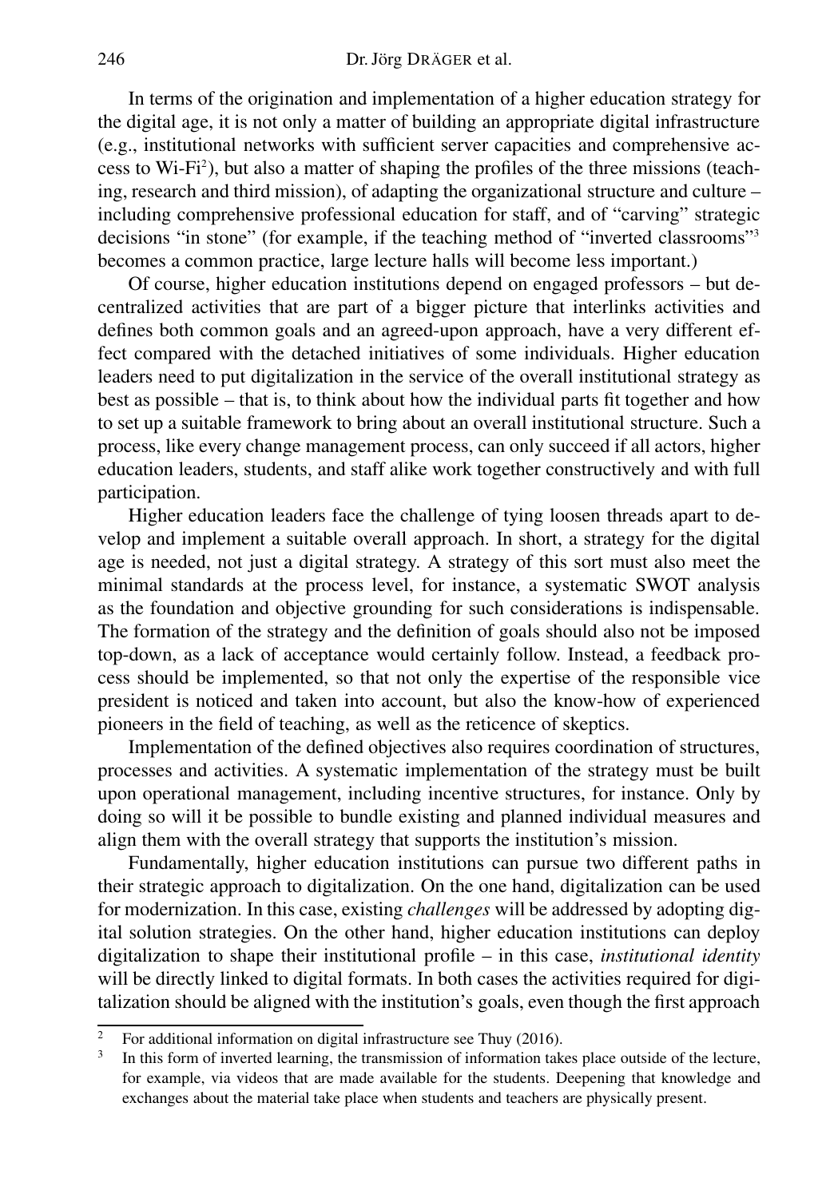In terms of the origination and implementation of a higher education strategy for the digital age, it is not only a matter of building an appropriate digital infrastructure (e.g., institutional networks with sufficient server capacities and comprehensive access to Wi-Fi[2]), but also a matter of shaping the profiles of the three missions (teaching, research and third mission), of adapting the organizational structure and culture – including comprehensive professional education for staff, and of "carving" strategic decisions "in stone" (for example, if the teaching method of "inverted classrooms"[3] becomes a common practice, large lecture halls will become less important.)

Of course, higher education institutions depend on engaged professors – but decentralized activities that are part of a bigger picture that interlinks activities and defines both common goals and an agreed-upon approach, have a very different effect compared with the detached initiatives of some individuals. Higher education leaders need to put digitalization in the service of the overall institutional strategy as best as possible – that is, to think about how the individual parts fit together and how to set up a suitable framework to bring about an overall institutional structure. Such a process, like every change management process, can only succeed if all actors, higher education leaders, students, and staff alike work together constructively and with full participation.

Higher education leaders face the challenge of tying loosen threads apart to develop and implement a suitable overall approach. In short, a strategy for the digital age is needed, not just a digital strategy. A strategy of this sort must also meet the minimal standards at the process level, for instance, a systematic SWOT analysis as the foundation and objective grounding for such considerations is indispensable. The formation of the strategy and the definition of goals should also not be imposed top-down, as a lack of acceptance would certainly follow. Instead, a feedback process should be implemented, so that not only the expertise of the responsible vice president is noticed and taken into account, but also the know-how of experienced pioneers in the field of teaching, as well as the reticence of skeptics.

Implementation of the defined objectives also requires coordination of structures, processes and activities. A systematic implementation of the strategy must be built upon operational management, including incentive structures, for instance. Only by doing so will it be possible to bundle existing and planned individual measures and align them with the overall strategy that supports the institution's mission.

Fundamentally, higher education institutions can pursue two different paths in their strategic approach to digitalization. On the one hand, digitalization can be used for modernization. In this case, existing *challenges* will be addressed by adopting digital solution strategies. On the other hand, higher education institutions can deploy digitalization to shape their institutional profile – in this case, *institutional identity* will be directly linked to digital formats. In both cases the activities required for digitalization should be aligned with the institution's goals, even though the first approach

---

[2] For additional information on digital infrastructure see Thuy (2016).

[3] In this form of inverted learning, the transmission of information takes place outside of the lecture, for example, via videos that are made available for the students. Deepening that knowledge and exchanges about the material take place when students and teachers are physically present.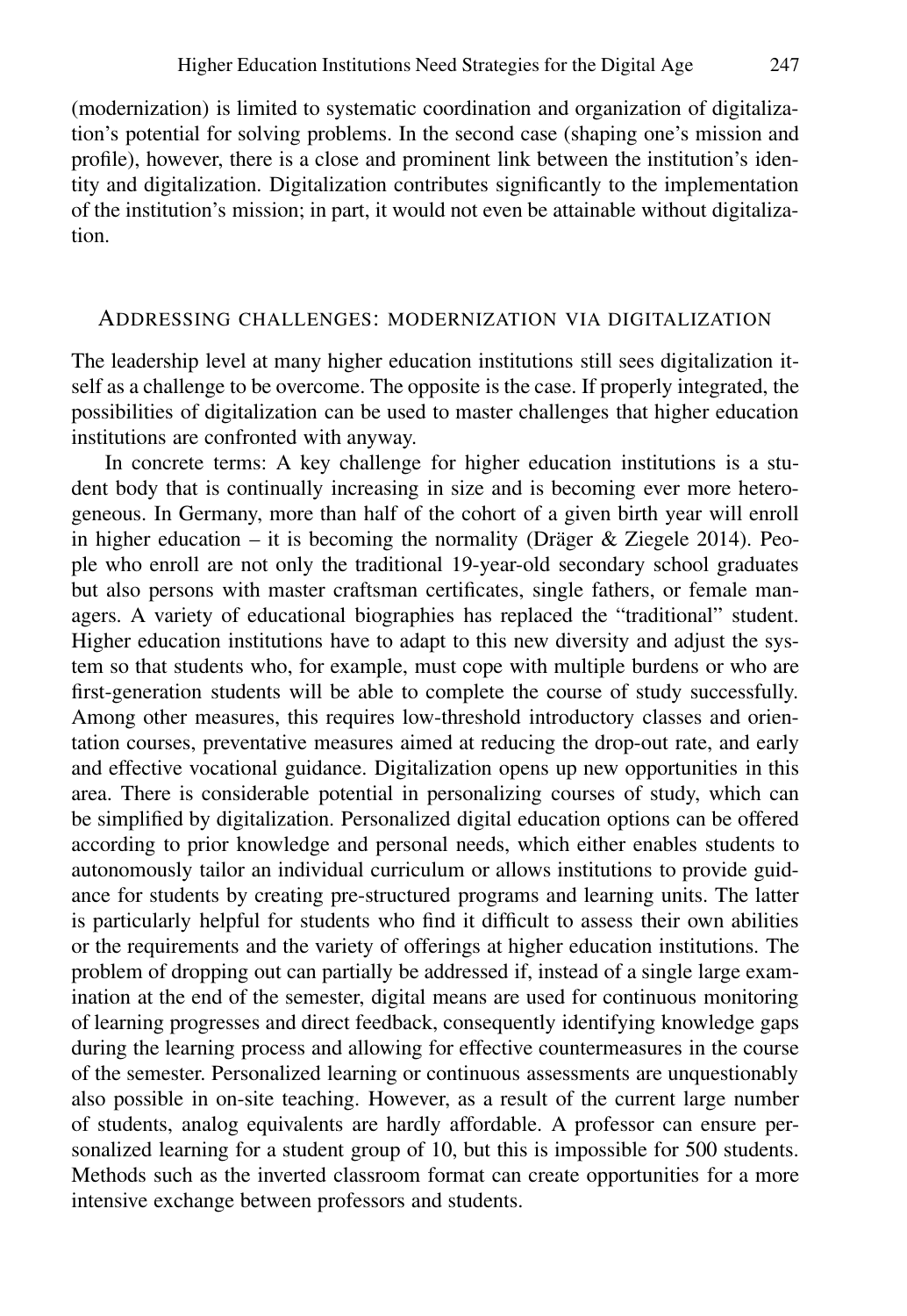(modernization) is limited to systematic coordination and organization of digitalization's potential for solving problems. In the second case (shaping one's mission and profile), however, there is a close and prominent link between the institution's identity and digitalization. Digitalization contributes significantly to the implementation of the institution's mission; in part, it would not even be attainable without digitalization.

## Addressing challenges: modernization via digitalization

The leadership level at many higher education institutions still sees digitalization itself as a challenge to be overcome. The opposite is the case. If properly integrated, the possibilities of digitalization can be used to master challenges that higher education institutions are confronted with anyway.

In concrete terms: A key challenge for higher education institutions is a student body that is continually increasing in size and is becoming ever more heterogeneous. In Germany, more than half of the cohort of a given birth year will enroll in higher education – it is becoming the normality (Dräger & Ziegele 2014). People who enroll are not only the traditional 19-year-old secondary school graduates but also persons with master craftsman certificates, single fathers, or female managers. A variety of educational biographies has replaced the "traditional" student. Higher education institutions have to adapt to this new diversity and adjust the system so that students who, for example, must cope with multiple burdens or who are first-generation students will be able to complete the course of study successfully. Among other measures, this requires low-threshold introductory classes and orientation courses, preventative measures aimed at reducing the drop-out rate, and early and effective vocational guidance. Digitalization opens up new opportunities in this area. There is considerable potential in personalizing courses of study, which can be simplified by digitalization. Personalized digital education options can be offered according to prior knowledge and personal needs, which either enables students to autonomously tailor an individual curriculum or allows institutions to provide guidance for students by creating pre-structured programs and learning units. The latter is particularly helpful for students who find it difficult to assess their own abilities or the requirements and the variety of offerings at higher education institutions. The problem of dropping out can partially be addressed if, instead of a single large examination at the end of the semester, digital means are used for continuous monitoring of learning progresses and direct feedback, consequently identifying knowledge gaps during the learning process and allowing for effective countermeasures in the course of the semester. Personalized learning or continuous assessments are unquestionably also possible in on-site teaching. However, as a result of the current large number of students, analog equivalents are hardly affordable. A professor can ensure personalized learning for a student group of 10, but this is impossible for 500 students. Methods such as the inverted classroom format can create opportunities for a more intensive exchange between professors and students.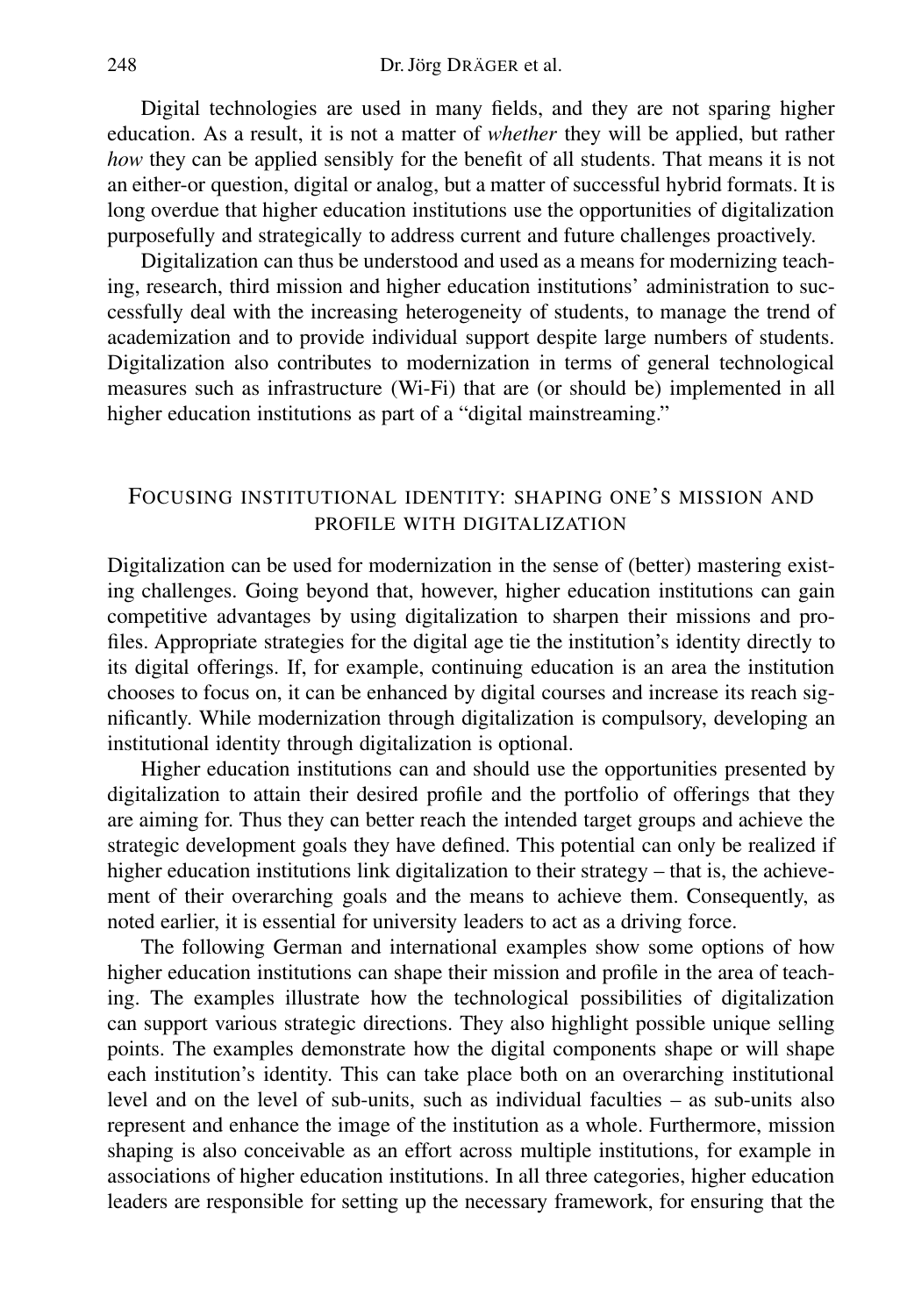Digital technologies are used in many fields, and they are not sparing higher education. As a result, it is not a matter of *whether* they will be applied, but rather *how* they can be applied sensibly for the benefit of all students. That means it is not an either-or question, digital or analog, but a matter of successful hybrid formats. It is long overdue that higher education institutions use the opportunities of digitalization purposefully and strategically to address current and future challenges proactively.

Digitalization can thus be understood and used as a means for modernizing teaching, research, third mission and higher education institutions' administration to successfully deal with the increasing heterogeneity of students, to manage the trend of academization and to provide individual support despite large numbers of students. Digitalization also contributes to modernization in terms of general technological measures such as infrastructure (Wi-Fi) that are (or should be) implemented in all higher education institutions as part of a "digital mainstreaming."

## Focusing institutional identity: shaping one's mission and profile with digitalization

Digitalization can be used for modernization in the sense of (better) mastering existing challenges. Going beyond that, however, higher education institutions can gain competitive advantages by using digitalization to sharpen their missions and profiles. Appropriate strategies for the digital age tie the institution's identity directly to its digital offerings. If, for example, continuing education is an area the institution chooses to focus on, it can be enhanced by digital courses and increase its reach significantly. While modernization through digitalization is compulsory, developing an institutional identity through digitalization is optional.

Higher education institutions can and should use the opportunities presented by digitalization to attain their desired profile and the portfolio of offerings that they are aiming for. Thus they can better reach the intended target groups and achieve the strategic development goals they have defined. This potential can only be realized if higher education institutions link digitalization to their strategy – that is, the achievement of their overarching goals and the means to achieve them. Consequently, as noted earlier, it is essential for university leaders to act as a driving force.

The following German and international examples show some options of how higher education institutions can shape their mission and profile in the area of teaching. The examples illustrate how the technological possibilities of digitalization can support various strategic directions. They also highlight possible unique selling points. The examples demonstrate how the digital components shape or will shape each institution's identity. This can take place both on an overarching institutional level and on the level of sub-units, such as individual faculties – as sub-units also represent and enhance the image of the institution as a whole. Furthermore, mission shaping is also conceivable as an effort across multiple institutions, for example in associations of higher education institutions. In all three categories, higher education leaders are responsible for setting up the necessary framework, for ensuring that the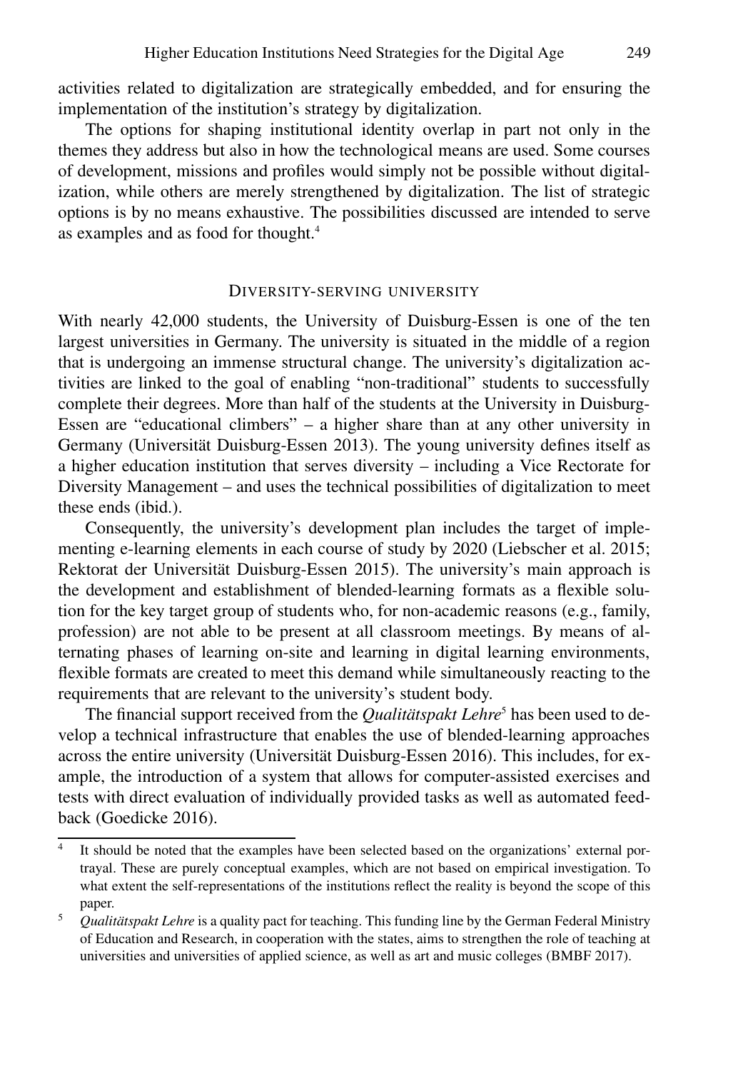activities related to digitalization are strategically embedded, and for ensuring the implementation of the institution's strategy by digitalization.

The options for shaping institutional identity overlap in part not only in the themes they address but also in how the technological means are used. Some courses of development, missions and profiles would simply not be possible without digitalization, while others are merely strengthened by digitalization. The list of strategic options is by no means exhaustive. The possibilities discussed are intended to serve as examples and as food for thought.[4]

## Diversity-serving university

With nearly 42,000 students, the University of Duisburg-Essen is one of the ten largest universities in Germany. The university is situated in the middle of a region that is undergoing an immense structural change. The university's digitalization activities are linked to the goal of enabling "non-traditional" students to successfully complete their degrees. More than half of the students at the University in Duisburg-Essen are "educational climbers" – a higher share than at any other university in Germany (Universität Duisburg-Essen 2013). The young university defines itself as a higher education institution that serves diversity – including a Vice Rectorate for Diversity Management – and uses the technical possibilities of digitalization to meet these ends (ibid.).

Consequently, the university's development plan includes the target of implementing e-learning elements in each course of study by 2020 (Liebscher et al. 2015; Rektorat der Universität Duisburg-Essen 2015). The university's main approach is the development and establishment of blended-learning formats as a flexible solution for the key target group of students who, for non-academic reasons (e.g., family, profession) are not able to be present at all classroom meetings. By means of alternating phases of learning on-site and learning in digital learning environments, flexible formats are created to meet this demand while simultaneously reacting to the requirements that are relevant to the university's student body.

The financial support received from the *Qualitätspakt Lehre*[5] has been used to develop a technical infrastructure that enables the use of blended-learning approaches across the entire university (Universität Duisburg-Essen 2016). This includes, for example, the introduction of a system that allows for computer-assisted exercises and tests with direct evaluation of individually provided tasks as well as automated feedback (Goedicke 2016).

---

[4] It should be noted that the examples have been selected based on the organizations' external portrayal. These are purely conceptual examples, which are not based on empirical investigation. To what extent the self-representations of the institutions reflect the reality is beyond the scope of this paper.

[5] *Qualitätspakt Lehre* is a quality pact for teaching. This funding line by the German Federal Ministry of Education and Research, in cooperation with the states, aims to strengthen the role of teaching at universities and universities of applied science, as well as art and music colleges (BMBF 2017).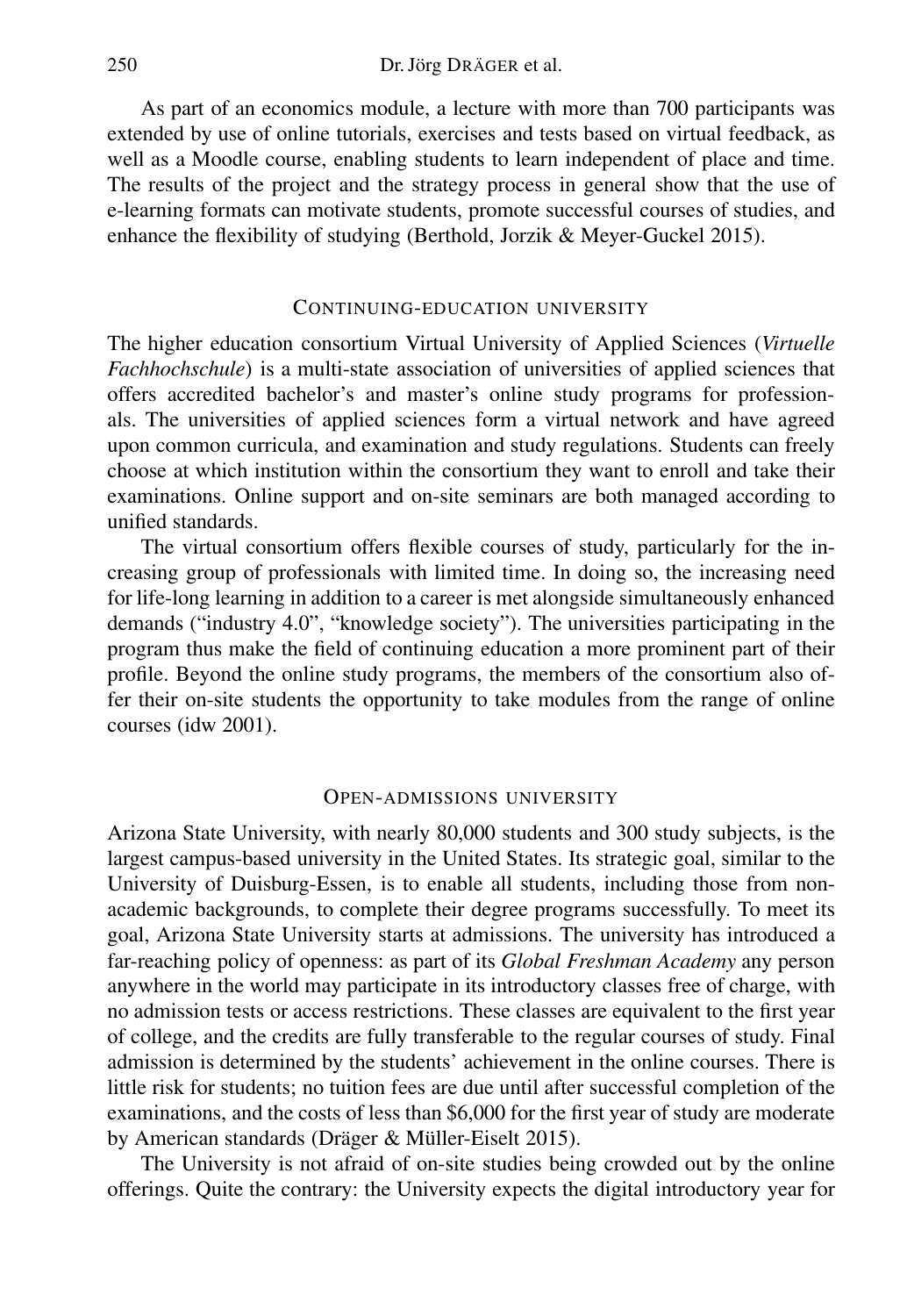As part of an economics module, a lecture with more than 700 participants was extended by use of online tutorials, exercises and tests based on virtual feedback, as well as a Moodle course, enabling students to learn independent of place and time. The results of the project and the strategy process in general show that the use of e-learning formats can motivate students, promote successful courses of studies, and enhance the flexibility of studying (Berthold, Jorzik & Meyer-Guckel 2015).

### Continuing-education university

The higher education consortium Virtual University of Applied Sciences (*Virtuelle Fachhochschule*) is a multi-state association of universities of applied sciences that offers accredited bachelor's and master's online study programs for professionals. The universities of applied sciences form a virtual network and have agreed upon common curricula, and examination and study regulations. Students can freely choose at which institution within the consortium they want to enroll and take their examinations. Online support and on-site seminars are both managed according to unified standards.

The virtual consortium offers flexible courses of study, particularly for the increasing group of professionals with limited time. In doing so, the increasing need for life-long learning in addition to a career is met alongside simultaneously enhanced demands ("industry 4.0", "knowledge society"). The universities participating in the program thus make the field of continuing education a more prominent part of their profile. Beyond the online study programs, the members of the consortium also offer their on-site students the opportunity to take modules from the range of online courses (idw 2001).

### Open-admissions university

Arizona State University, with nearly 80,000 students and 300 study subjects, is the largest campus-based university in the United States. Its strategic goal, similar to the University of Duisburg-Essen, is to enable all students, including those from non-academic backgrounds, to complete their degree programs successfully. To meet its goal, Arizona State University starts at admissions. The university has introduced a far-reaching policy of openness: as part of its *Global Freshman Academy* any person anywhere in the world may participate in its introductory classes free of charge, with no admission tests or access restrictions. These classes are equivalent to the first year of college, and the credits are fully transferable to the regular courses of study. Final admission is determined by the students' achievement in the online courses. There is little risk for students; no tuition fees are due until after successful completion of the examinations, and the costs of less than $6,000 for the first year of study are moderate by American standards (Dräger & Müller-Eiselt 2015).

The University is not afraid of on-site studies being crowded out by the online offerings. Quite the contrary: the University expects the digital introductory year for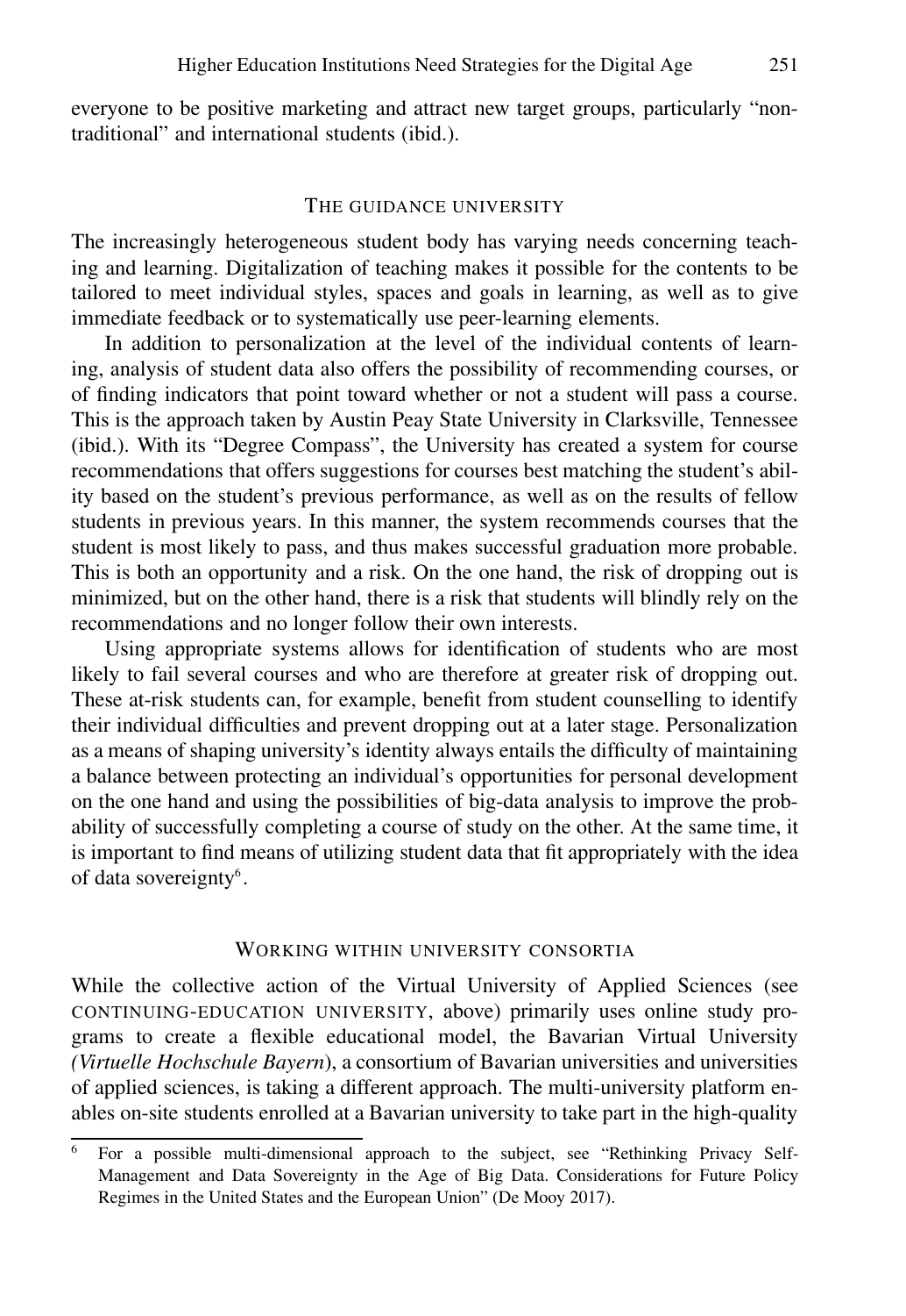everyone to be positive marketing and attract new target groups, particularly "non-traditional" and international students (ibid.).

## The guidance university

The increasingly heterogeneous student body has varying needs concerning teaching and learning. Digitalization of teaching makes it possible for the contents to be tailored to meet individual styles, spaces and goals in learning, as well as to give immediate feedback or to systematically use peer-learning elements.

In addition to personalization at the level of the individual contents of learning, analysis of student data also offers the possibility of recommending courses, or of finding indicators that point toward whether or not a student will pass a course. This is the approach taken by Austin Peay State University in Clarksville, Tennessee (ibid.). With its "Degree Compass", the University has created a system for course recommendations that offers suggestions for courses best matching the student's ability based on the student's previous performance, as well as on the results of fellow students in previous years. In this manner, the system recommends courses that the student is most likely to pass, and thus makes successful graduation more probable. This is both an opportunity and a risk. On the one hand, the risk of dropping out is minimized, but on the other hand, there is a risk that students will blindly rely on the recommendations and no longer follow their own interests.

Using appropriate systems allows for identification of students who are most likely to fail several courses and who are therefore at greater risk of dropping out. These at-risk students can, for example, benefit from student counselling to identify their individual difficulties and prevent dropping out at a later stage. Personalization as a means of shaping university's identity always entails the difficulty of maintaining a balance between protecting an individual's opportunities for personal development on the one hand and using the possibilities of big-data analysis to improve the probability of successfully completing a course of study on the other. At the same time, it is important to find means of utilizing student data that fit appropriately with the idea of data sovereignty[6].

## Working within university consortia

While the collective action of the Virtual University of Applied Sciences (see CONTINUING-EDUCATION UNIVERSITY, above) primarily uses online study programs to create a flexible educational model, the Bavarian Virtual University *(Virtuelle Hochschule Bayern*), a consortium of Bavarian universities and universities of applied sciences, is taking a different approach. The multi-university platform enables on-site students enrolled at a Bavarian university to take part in the high-quality

---

[6] For a possible multi-dimensional approach to the subject, see "Rethinking Privacy Self-Management and Data Sovereignty in the Age of Big Data. Considerations for Future Policy Regimes in the United States and the European Union" (De Mooy 2017).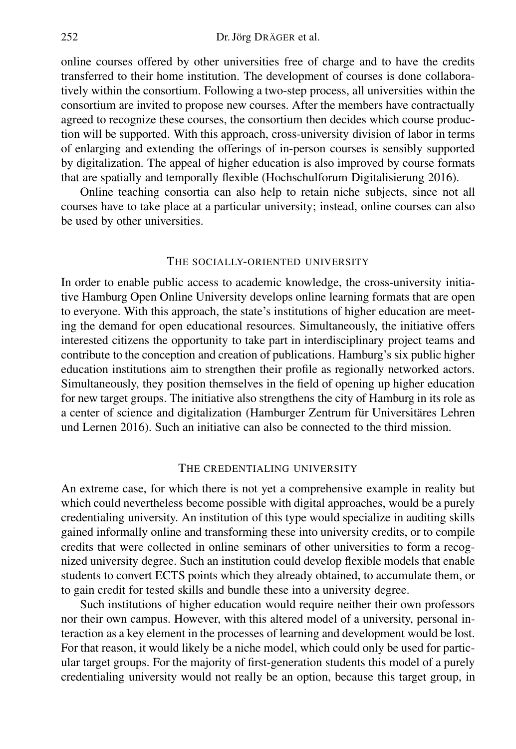online courses offered by other universities free of charge and to have the credits transferred to their home institution. The development of courses is done collaboratively within the consortium. Following a two-step process, all universities within the consortium are invited to propose new courses. After the members have contractually agreed to recognize these courses, the consortium then decides which course production will be supported. With this approach, cross-university division of labor in terms of enlarging and extending the offerings of in-person courses is sensibly supported by digitalization. The appeal of higher education is also improved by course formats that are spatially and temporally flexible (Hochschulforum Digitalisierung 2016).

Online teaching consortia can also help to retain niche subjects, since not all courses have to take place at a particular university; instead, online courses can also be used by other universities.

## The socially-oriented university

In order to enable public access to academic knowledge, the cross-university initiative Hamburg Open Online University develops online learning formats that are open to everyone. With this approach, the state's institutions of higher education are meeting the demand for open educational resources. Simultaneously, the initiative offers interested citizens the opportunity to take part in interdisciplinary project teams and contribute to the conception and creation of publications. Hamburg's six public higher education institutions aim to strengthen their profile as regionally networked actors. Simultaneously, they position themselves in the field of opening up higher education for new target groups. The initiative also strengthens the city of Hamburg in its role as a center of science and digitalization (Hamburger Zentrum für Universitäres Lehren und Lernen 2016). Such an initiative can also be connected to the third mission.

## The credentialing university

An extreme case, for which there is not yet a comprehensive example in reality but which could nevertheless become possible with digital approaches, would be a purely credentialing university. An institution of this type would specialize in auditing skills gained informally online and transforming these into university credits, or to compile credits that were collected in online seminars of other universities to form a recognized university degree. Such an institution could develop flexible models that enable students to convert ECTS points which they already obtained, to accumulate them, or to gain credit for tested skills and bundle these into a university degree.

Such institutions of higher education would require neither their own professors nor their own campus. However, with this altered model of a university, personal interaction as a key element in the processes of learning and development would be lost. For that reason, it would likely be a niche model, which could only be used for particular target groups. For the majority of first-generation students this model of a purely credentialing university would not really be an option, because this target group, in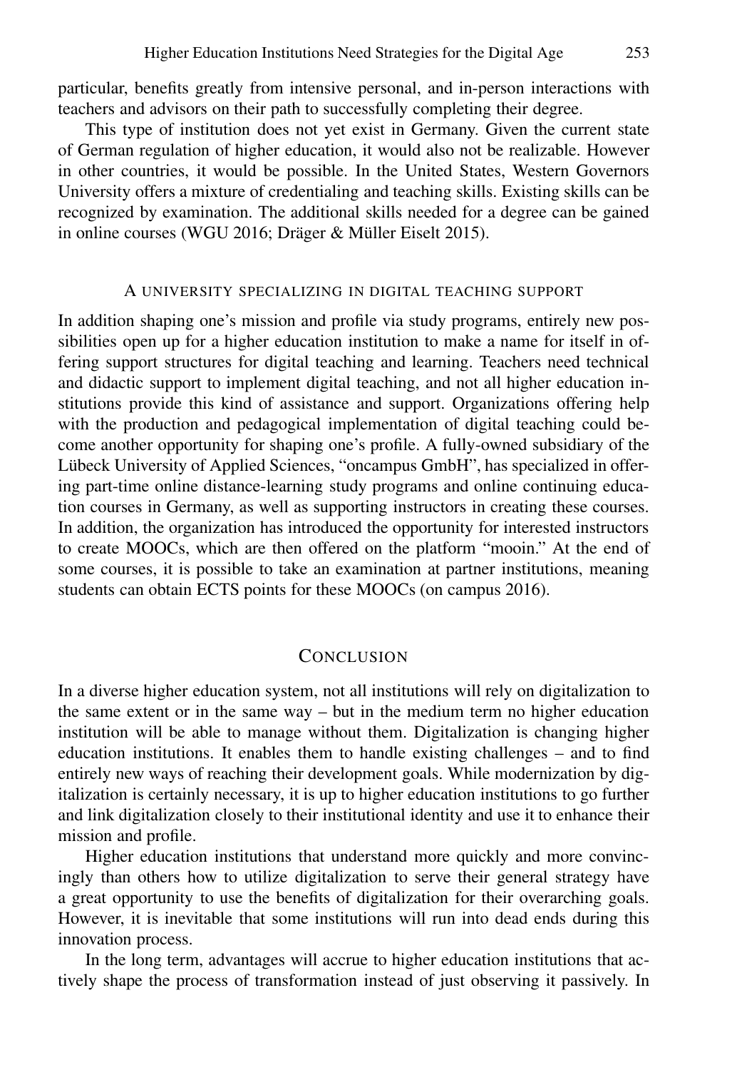particular, benefits greatly from intensive personal, and in-person interactions with teachers and advisors on their path to successfully completing their degree.

This type of institution does not yet exist in Germany. Given the current state of German regulation of higher education, it would also not be realizable. However in other countries, it would be possible. In the United States, Western Governors University offers a mixture of credentialing and teaching skills. Existing skills can be recognized by examination. The additional skills needed for a degree can be gained in online courses (WGU 2016; Dräger & Müller Eiselt 2015).

### A university specializing in digital teaching support

In addition shaping one's mission and profile via study programs, entirely new possibilities open up for a higher education institution to make a name for itself in offering support structures for digital teaching and learning. Teachers need technical and didactic support to implement digital teaching, and not all higher education institutions provide this kind of assistance and support. Organizations offering help with the production and pedagogical implementation of digital teaching could become another opportunity for shaping one's profile. A fully-owned subsidiary of the Lübeck University of Applied Sciences, "oncampus GmbH", has specialized in offering part-time online distance-learning study programs and online continuing education courses in Germany, as well as supporting instructors in creating these courses. In addition, the organization has introduced the opportunity for interested instructors to create MOOCs, which are then offered on the platform "mooin." At the end of some courses, it is possible to take an examination at partner institutions, meaning students can obtain ECTS points for these MOOCs (on campus 2016).

## Conclusion

In a diverse higher education system, not all institutions will rely on digitalization to the same extent or in the same way – but in the medium term no higher education institution will be able to manage without them. Digitalization is changing higher education institutions. It enables them to handle existing challenges – and to find entirely new ways of reaching their development goals. While modernization by digitalization is certainly necessary, it is up to higher education institutions to go further and link digitalization closely to their institutional identity and use it to enhance their mission and profile.

Higher education institutions that understand more quickly and more convincingly than others how to utilize digitalization to serve their general strategy have a great opportunity to use the benefits of digitalization for their overarching goals. However, it is inevitable that some institutions will run into dead ends during this innovation process.

In the long term, advantages will accrue to higher education institutions that actively shape the process of transformation instead of just observing it passively. In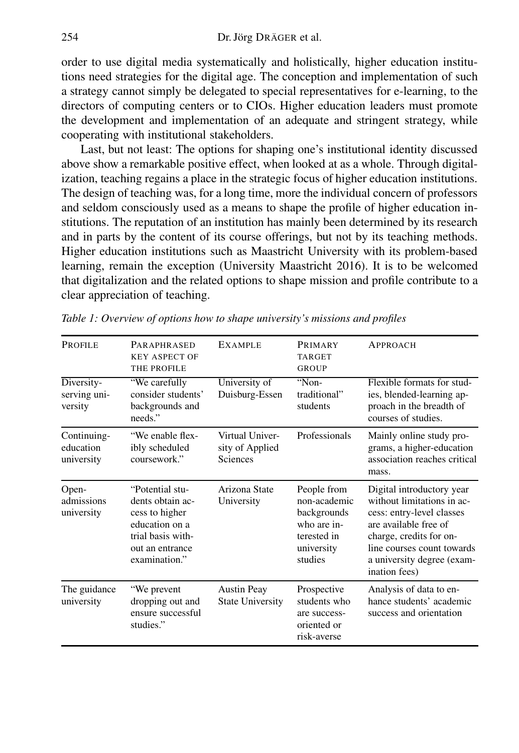order to use digital media systematically and holistically, higher education institutions need strategies for the digital age. The conception and implementation of such a strategy cannot simply be delegated to special representatives for e-learning, to the directors of computing centers or to CIOs. Higher education leaders must promote the development and implementation of an adequate and stringent strategy, while cooperating with institutional stakeholders.

Last, but not least: The options for shaping one's institutional identity discussed above show a remarkable positive effect, when looked at as a whole. Through digitalization, teaching regains a place in the strategic focus of higher education institutions. The design of teaching was, for a long time, more the individual concern of professors and seldom consciously used as a means to shape the profile of higher education institutions. The reputation of an institution has mainly been determined by its research and in parts by the content of its course offerings, but not by its teaching methods. Higher education institutions such as Maastricht University with its problem-based learning, remain the exception (University Maastricht 2016). It is to be welcomed that digitalization and the related options to shape mission and profile contribute to a clear appreciation of teaching.

*Table 1: Overview of options how to shape university's missions and profiles*

| Profile | Paraphrased key aspect of the profile | Example | Primary target group | Approach |
|---|---|---|---|---|
| Diversity-serving university | "We carefully consider students' backgrounds and needs." | University of Duisburg-Essen | "Non-traditional" students | Flexible formats for studies, blended-learning approach in the breadth of courses of studies. |
| Continuing-education university | "We enable flexibly scheduled coursework." | Virtual University of Applied Sciences | Professionals | Mainly online study programs, a higher-education association reaches critical mass. |
| Open-admissions university | "Potential students obtain access to higher education on a trial basis without an entrance examination." | Arizona State University | People from non-academic backgrounds who are interested in university studies | Digital introductory year without limitations in access: entry-level classes are available free of charge, credits for online courses count towards a university degree (examination fees) |
| The guidance university | "We prevent dropping out and ensure successful studies." | Austin Peay State University | Prospective students who are success-oriented or risk-averse | Analysis of data to enhance students' academic success and orientation |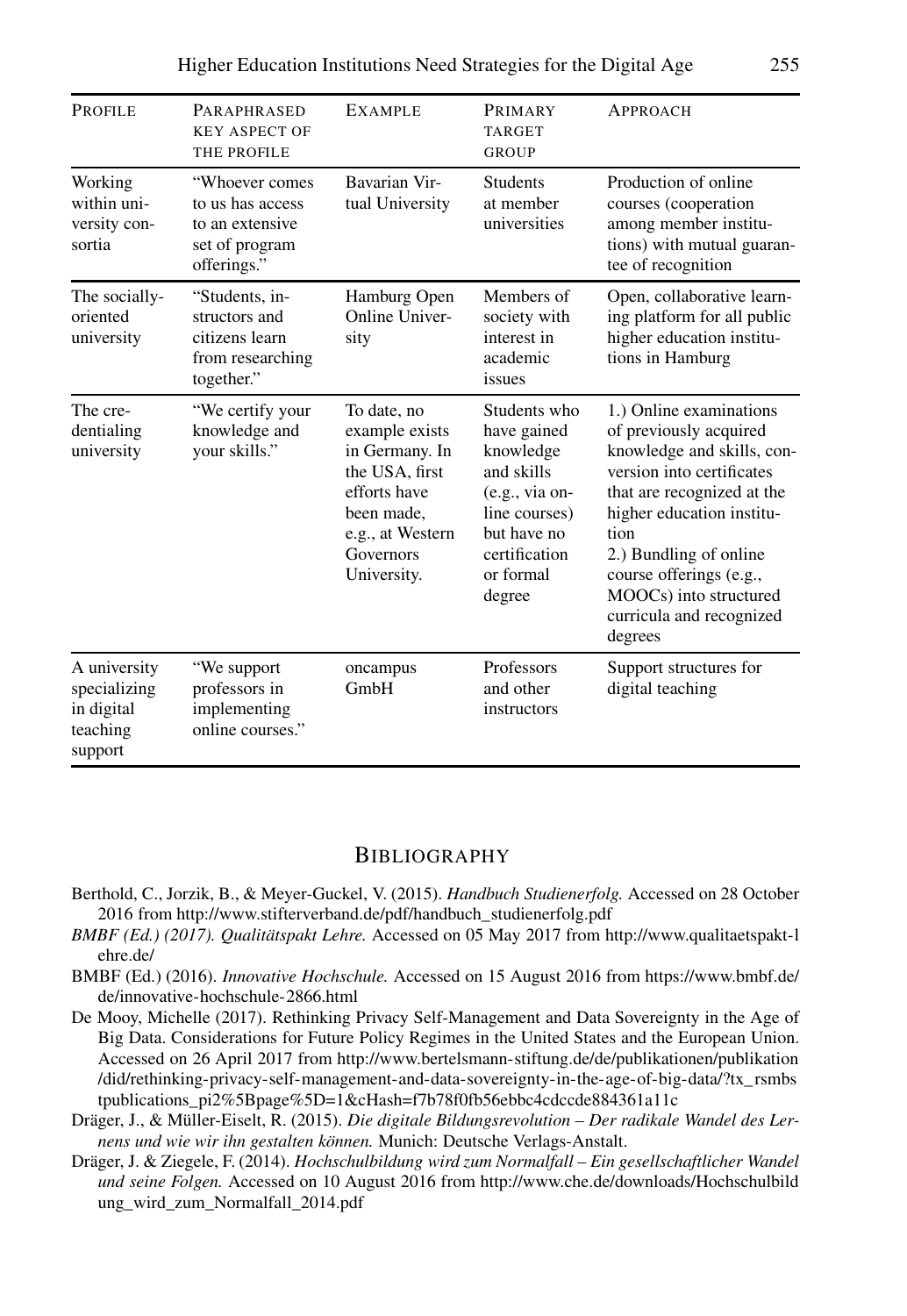| Profile | Paraphrased key aspect of the profile | Example | Primary target group | Approach |
|---|---|---|---|---|
| Working within university consortia | "Whoever comes to us has access to an extensive set of program offerings." | Bavarian Virtual University | Students at member universities | Production of online courses (cooperation among member institutions) with mutual guarantee of recognition |
| The socially-oriented university | "Students, instructors and citizens learn from researching together." | Hamburg Open Online University | Members of society with interest in academic issues | Open, collaborative learning platform for all public higher education institutions in Hamburg |
| The credentialing university | "We certify your knowledge and your skills." | To date, no example exists in Germany. In the USA, first efforts have been made, e.g., at Western Governors University. | Students who have gained knowledge and skills (e.g., via online courses) but have no certification or formal degree | 1.) Online examinations of previously acquired knowledge and skills, conversion into certificates that are recognized at the higher education institution<br>2.) Bundling of online course offerings (e.g., MOOCs) into structured curricula and recognized degrees |
| A university specializing in digital teaching support | "We support professors in implementing online courses." | oncampus GmbH | Professors and other instructors | Support structures for digital teaching |

## Bibliography

Berthold, C., Jorzik, B., & Meyer-Guckel, V. (2015). *Handbuch Studienerfolg.* Accessed on 28 October 2016 from http://www.stifterverband.de/pdf/handbuch_studienerfolg.pdf

*BMBF (Ed.) (2017). Qualitätspakt Lehre.* Accessed on 05 May 2017 from http://www.qualitaetspakt-lehre.de/

BMBF (Ed.) (2016). *Innovative Hochschule.* Accessed on 15 August 2016 from https://www.bmbf.de/de/innovative-hochschule-2866.html

De Mooy, Michelle (2017). Rethinking Privacy Self-Management and Data Sovereignty in the Age of Big Data. Considerations for Future Policy Regimes in the United States and the European Union. Accessed on 26 April 2017 from http://www.bertelsmann-stiftung.de/de/publikationen/publikation/did/rethinking-privacy-self-management-and-data-sovereignty-in-the-age-of-big-data/?tx_rsmbstpublications_pi2%5Bpage%5D=1&cHash=f7b78f0fb56ebbc4cdccde884361a11c

Dräger, J., & Müller-Eiselt, R. (2015). *Die digitale Bildungsrevolution – Der radikale Wandel des Lernens und wie wir ihn gestalten können.* Munich: Deutsche Verlags-Anstalt.

Dräger, J. & Ziegele, F. (2014). *Hochschulbildung wird zum Normalfall – Ein gesellschaftlicher Wandel und seine Folgen.* Accessed on 10 August 2016 from http://www.che.de/downloads/Hochschulbildung_wird_zum_Normalfall_2014.pdf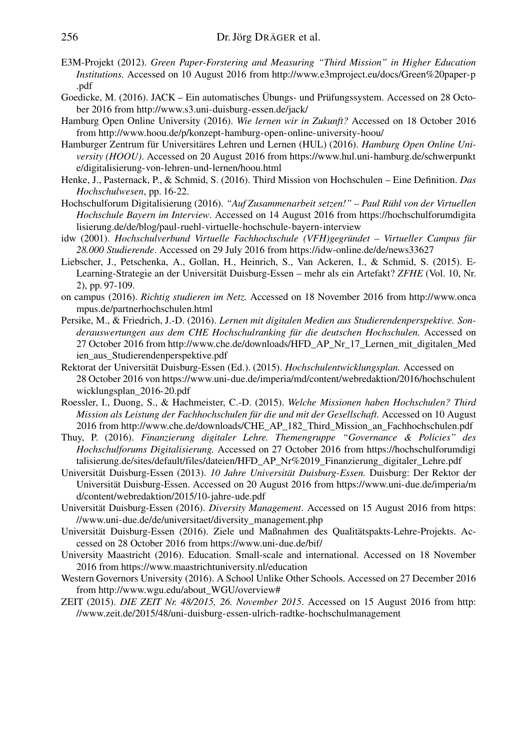E3M-Projekt (2012). *Green Paper-Forstering and Measuring "Third Mission" in Higher Education Institutions.* Accessed on 10 August 2016 from http://www.e3mproject.eu/docs/Green%20paper-p.pdf

Goedicke, M. (2016). JACK – Ein automatisches Übungs- und Prüfungssystem. Accessed on 28 October 2016 from http://www.s3.uni-duisburg-essen.de/jack/

Hamburg Open Online University (2016). *Wie lernen wir in Zukunft?* Accessed on 18 October 2016 from http://www.hoou.de/p/konzept-hamburg-open-online-university-hoou/

Hamburger Zentrum für Universitäres Lehren und Lernen (HUL) (2016). *Hamburg Open Online University (HOOU).* Accessed on 20 August 2016 from https://www.hul.uni-hamburg.de/schwerpunkte/digitalisierung-von-lehren-und-lernen/hoou.html

Henke, J., Pasternack, P., & Schmid, S. (2016). Third Mission von Hochschulen – Eine Definition. *Das Hochschulwesen*, pp. 16-22.

Hochschulforum Digitalisierung (2016). *"Auf Zusammenarbeit setzen!" – Paul Rühl von der Virtuellen Hochschule Bayern im Interview*. Accessed on 14 August 2016 from https://hochschulforumdigitalisierung.de/de/blog/paul-ruehl-virtuelle-hochschule-bayern-interview

idw (2001). *Hochschulverbund Virtuelle Fachhochschule (VFH)gegründet – Virtueller Campus für 28.000 Studierende*. Accessed on 29 July 2016 from https://idw-online.de/de/news33627

Liebscher, J., Petschenka, A., Gollan, H., Heinrich, S., Van Ackeren, I., & Schmid, S. (2015). E-Learning-Strategie an der Universität Duisburg-Essen – mehr als ein Artefakt? *ZFHE* (Vol. 10, Nr. 2), pp. 97-109.

on campus (2016). *Richtig studieren im Netz.* Accessed on 18 November 2016 from http://www.oncampus.de/partnerhochschulen.html

Persike, M., & Friedrich, J.-D. (2016). *Lernen mit digitalen Medien aus Studierendenperspektive. Sonderauswertungen aus dem CHE Hochschulranking für die deutschen Hochschulen.* Accessed on 27 October 2016 from http://www.che.de/downloads/HFD_AP_Nr_17_Lernen_mit_digitalen_Medien_aus_Studierendenperspektive.pdf

Rektorat der Universität Duisburg-Essen (Ed.). (2015). *Hochschulentwicklungsplan.* Accessed on 28 October 2016 von https://www.uni-due.de/imperia/md/content/webredaktion/2016/hochschulentwicklungsplan_2016-20.pdf

Roessler, I., Duong, S., & Hachmeister, C.-D. (2015). *Welche Missionen haben Hochschulen? Third Mission als Leistung der Fachhochschulen für die und mit der Gesellschaft.* Accessed on 10 August 2016 from http://www.che.de/downloads/CHE_AP_182_Third_Mission_an_Fachhochschulen.pdf

Thuy, P. (2016). *Finanzierung digitaler Lehre. Themengruppe "Governance & Policies" des Hochschulforums Digitalisierung.* Accessed on 27 October 2016 from https://hochschulforumdigitalisierung.de/sites/default/files/dateien/HFD_AP_Nr%2019_Finanzierung_digitaler_Lehre.pdf

Universität Duisburg-Essen (2013). *10 Jahre Universität Duisburg-Essen.* Duisburg: Der Rektor der Universität Duisburg-Essen. Accessed on 20 August 2016 from https://www.uni-due.de/imperia/md/content/webredaktion/2015/10-jahre-ude.pdf

Universität Duisburg-Essen (2016). *Diversity Management*. Accessed on 15 August 2016 from https://www.uni-due.de/de/universitaet/diversity_management.php

Universität Duisburg-Essen (2016). Ziele und Maßnahmen des Qualitätspakts-Lehre-Projekts. Accessed on 28 October 2016 from https://www.uni-due.de/bif/

University Maastricht (2016). Education. Small-scale and international. Accessed on 18 November 2016 from https://www.maastrichtuniversity.nl/education

Western Governors University (2016). A School Unlike Other Schools. Accessed on 27 December 2016 from http://www.wgu.edu/about_WGU/overview#

ZEIT (2015). *DIE ZEIT Nr. 48/2015, 26. November 2015*. Accessed on 15 August 2016 from http://www.zeit.de/2015/48/uni-duisburg-essen-ulrich-radtke-hochschulmanagement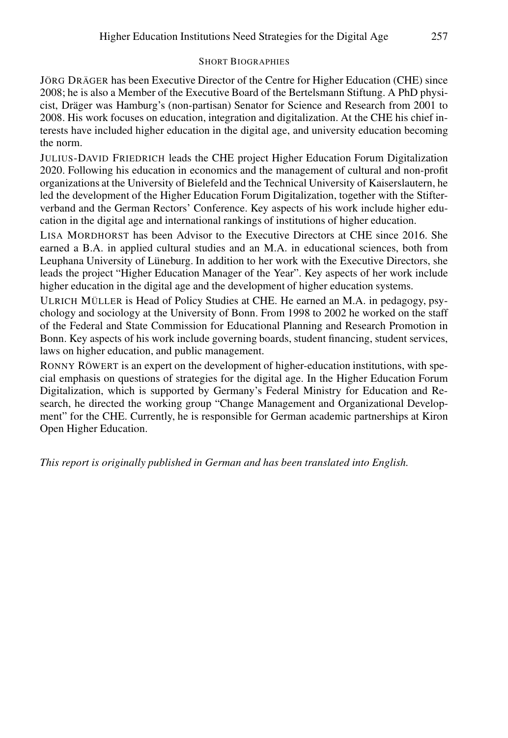## Short Biographies

Jörg Dräger has been Executive Director of the Centre for Higher Education (CHE) since 2008; he is also a Member of the Executive Board of the Bertelsmann Stiftung. A PhD physicist, Dräger was Hamburg's (non-partisan) Senator for Science and Research from 2001 to 2008. His work focuses on education, integration and digitalization. At the CHE his chief interests have included higher education in the digital age, and university education becoming the norm.

Julius-David Friedrich leads the CHE project Higher Education Forum Digitalization 2020. Following his education in economics and the management of cultural and non-profit organizations at the University of Bielefeld and the Technical University of Kaiserslautern, he led the development of the Higher Education Forum Digitalization, together with the Stifterverband and the German Rectors' Conference. Key aspects of his work include higher education in the digital age and international rankings of institutions of higher education.

Lisa Mordhorst has been Advisor to the Executive Directors at CHE since 2016. She earned a B.A. in applied cultural studies and an M.A. in educational sciences, both from Leuphana University of Lüneburg. In addition to her work with the Executive Directors, she leads the project "Higher Education Manager of the Year". Key aspects of her work include higher education in the digital age and the development of higher education systems.

Ulrich Müller is Head of Policy Studies at CHE. He earned an M.A. in pedagogy, psychology and sociology at the University of Bonn. From 1998 to 2002 he worked on the staff of the Federal and State Commission for Educational Planning and Research Promotion in Bonn. Key aspects of his work include governing boards, student financing, student services, laws on higher education, and public management.

Ronny Röwert is an expert on the development of higher-education institutions, with special emphasis on questions of strategies for the digital age. In the Higher Education Forum Digitalization, which is supported by Germany's Federal Ministry for Education and Research, he directed the working group "Change Management and Organizational Development" for the CHE. Currently, he is responsible for German academic partnerships at Kiron Open Higher Education.

*This report is originally published in German and has been translated into English.*